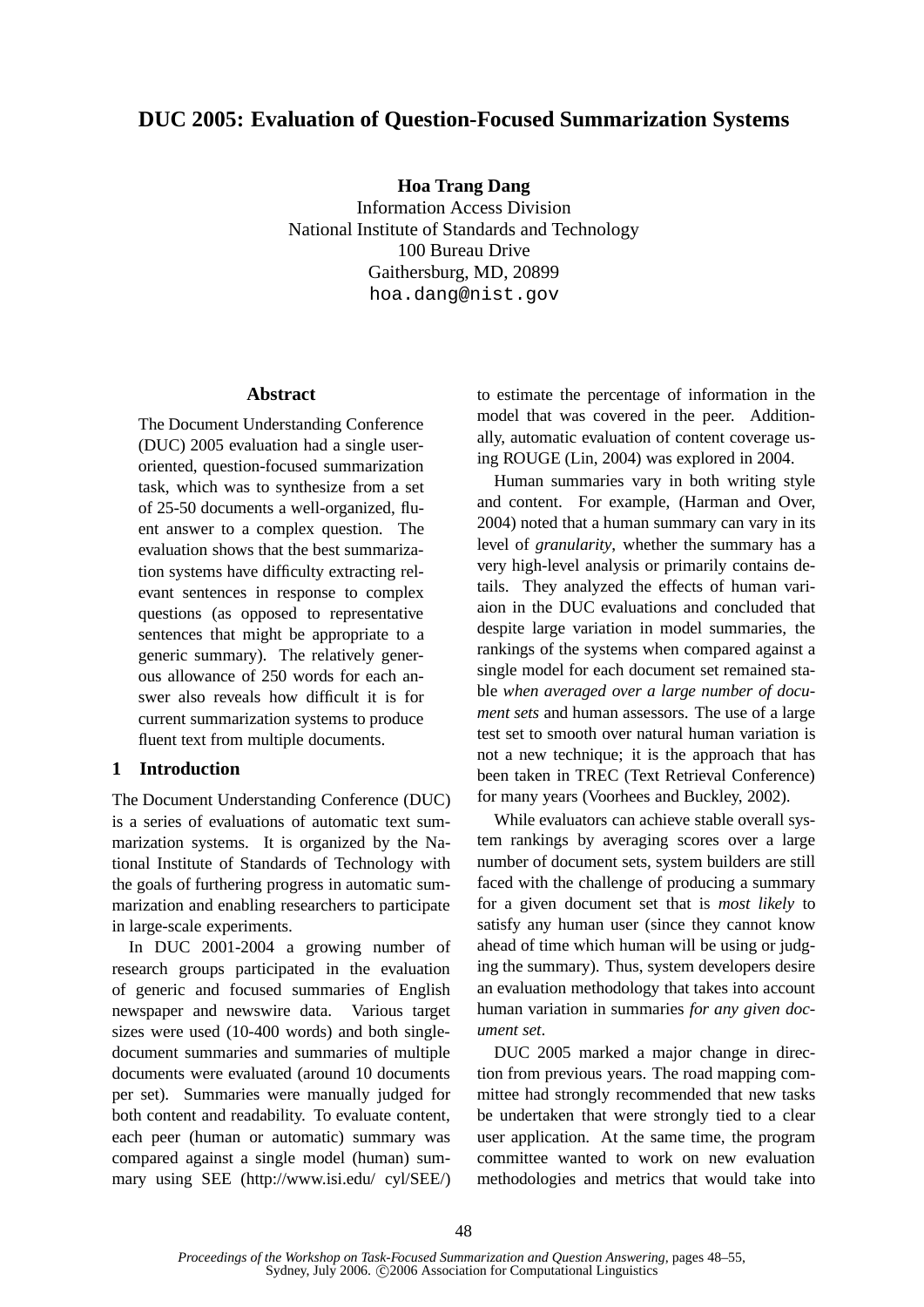# DUC 2005: Evaluation of Question-Focused Summarization Systems

**Hoa Trang Dang**
Information Access Division
National Institute of Standards and Technology
100 Bureau Drive
Gaithersburg, MD, 20899
hoa.dang@nist.gov

## Abstract

The Document Understanding Conference (DUC) 2005 evaluation had a single user-oriented, question-focused summarization task, which was to synthesize from a set of 25-50 documents a well-organized, fluent answer to a complex question. The evaluation shows that the best summarization systems have difficulty extracting relevant sentences in response to complex questions (as opposed to representative sentences that might be appropriate to a generic summary). The relatively generous allowance of 250 words for each answer also reveals how difficult it is for current summarization systems to produce fluent text from multiple documents.

## 1 Introduction

The Document Understanding Conference (DUC) is a series of evaluations of automatic text summarization systems. It is organized by the National Institute of Standards of Technology with the goals of furthering progress in automatic summarization and enabling researchers to participate in large-scale experiments.

In DUC 2001-2004 a growing number of research groups participated in the evaluation of generic and focused summaries of English newspaper and newswire data. Various target sizes were used (10-400 words) and both single-document summaries and summaries of multiple documents were evaluated (around 10 documents per set). Summaries were manually judged for both content and readability. To evaluate content, each peer (human or automatic) summary was compared against a single model (human) summary using SEE (http://www.isi.edu/ cyl/SEE/) to estimate the percentage of information in the model that was covered in the peer. Additionally, automatic evaluation of content coverage using ROUGE (Lin, 2004) was explored in 2004.

Human summaries vary in both writing style and content. For example, (Harman and Over, 2004) noted that a human summary can vary in its level of *granularity*, whether the summary has a very high-level analysis or primarily contains details. They analyzed the effects of human variaion in the DUC evaluations and concluded that despite large variation in model summaries, the rankings of the systems when compared against a single model for each document set remained stable *when averaged over a large number of document sets* and human assessors. The use of a large test set to smooth over natural human variation is not a new technique; it is the approach that has been taken in TREC (Text Retrieval Conference) for many years (Voorhees and Buckley, 2002).

While evaluators can achieve stable overall system rankings by averaging scores over a large number of document sets, system builders are still faced with the challenge of producing a summary for a given document set that is *most likely* to satisfy any human user (since they cannot know ahead of time which human will be using or judging the summary). Thus, system developers desire an evaluation methodology that takes into account human variation in summaries *for any given document set*.

DUC 2005 marked a major change in direction from previous years. The road mapping committee had strongly recommended that new tasks be undertaken that were strongly tied to a clear user application. At the same time, the program committee wanted to work on new evaluation methodologies and metrics that would take into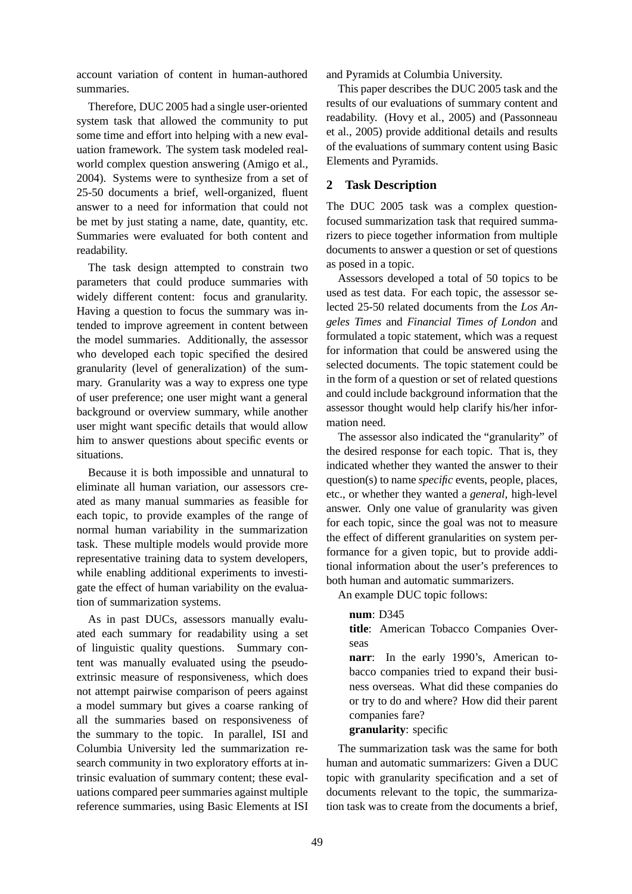account variation of content in human-authored summaries.

Therefore, DUC 2005 had a single user-oriented system task that allowed the community to put some time and effort into helping with a new evaluation framework. The system task modeled real-world complex question answering (Amigo et al., 2004). Systems were to synthesize from a set of 25-50 documents a brief, well-organized, fluent answer to a need for information that could not be met by just stating a name, date, quantity, etc. Summaries were evaluated for both content and readability.

The task design attempted to constrain two parameters that could produce summaries with widely different content: focus and granularity. Having a question to focus the summary was intended to improve agreement in content between the model summaries. Additionally, the assessor who developed each topic specified the desired granularity (level of generalization) of the summary. Granularity was a way to express one type of user preference; one user might want a general background or overview summary, while another user might want specific details that would allow him to answer questions about specific events or situations.

Because it is both impossible and unnatural to eliminate all human variation, our assessors created as many manual summaries as feasible for each topic, to provide examples of the range of normal human variability in the summarization task. These multiple models would provide more representative training data to system developers, while enabling additional experiments to investigate the effect of human variability on the evaluation of summarization systems.

As in past DUCs, assessors manually evaluated each summary for readability using a set of linguistic quality questions. Summary content was manually evaluated using the pseudo-extrinsic measure of responsiveness, which does not attempt pairwise comparison of peers against a model summary but gives a coarse ranking of all the summaries based on responsiveness of the summary to the topic. In parallel, ISI and Columbia University led the summarization research community in two exploratory efforts at intrinsic evaluation of summary content; these evaluations compared peer summaries against multiple reference summaries, using Basic Elements at ISI and Pyramids at Columbia University.

This paper describes the DUC 2005 task and the results of our evaluations of summary content and readability. (Hovy et al., 2005) and (Passonneau et al., 2005) provide additional details and results of the evaluations of summary content using Basic Elements and Pyramids.

## 2 Task Description

The DUC 2005 task was a complex question-focused summarization task that required summarizers to piece together information from multiple documents to answer a question or set of questions as posed in a topic.

Assessors developed a total of 50 topics to be used as test data. For each topic, the assessor selected 25-50 related documents from the *Los Angeles Times* and *Financial Times of London* and formulated a topic statement, which was a request for information that could be answered using the selected documents. The topic statement could be in the form of a question or set of related questions and could include background information that the assessor thought would help clarify his/her information need.

The assessor also indicated the "granularity" of the desired response for each topic. That is, they indicated whether they wanted the answer to their question(s) to name *specific* events, people, places, etc., or whether they wanted a *general*, high-level answer. Only one value of granularity was given for each topic, since the goal was not to measure the effect of different granularities on system performance for a given topic, but to provide additional information about the user's preferences to both human and automatic summarizers.

An example DUC topic follows:

> **num**: D345
>
> **title**: American Tobacco Companies Overseas
>
> **narr**: In the early 1990's, American tobacco companies tried to expand their business overseas. What did these companies do or try to do and where? How did their parent companies fare?
>
> **granularity**: specific

The summarization task was the same for both human and automatic summarizers: Given a DUC topic with granularity specification and a set of documents relevant to the topic, the summarization task was to create from the documents a brief,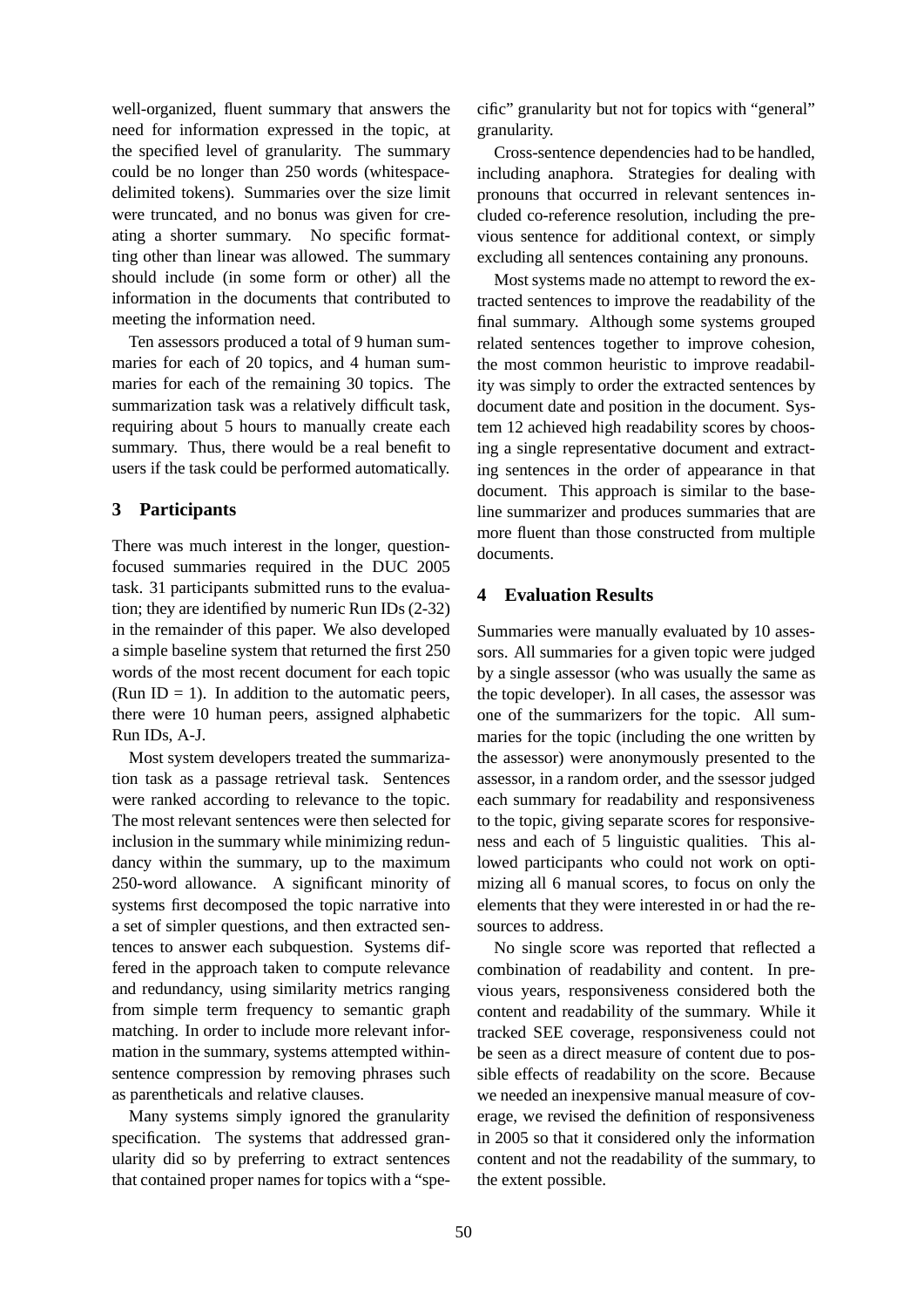well-organized, fluent summary that answers the need for information expressed in the topic, at the specified level of granularity. The summary could be no longer than 250 words (whitespace-delimited tokens). Summaries over the size limit were truncated, and no bonus was given for creating a shorter summary. No specific formatting other than linear was allowed. The summary should include (in some form or other) all the information in the documents that contributed to meeting the information need.

Ten assessors produced a total of 9 human summaries for each of 20 topics, and 4 human summaries for each of the remaining 30 topics. The summarization task was a relatively difficult task, requiring about 5 hours to manually create each summary. Thus, there would be a real benefit to users if the task could be performed automatically.

## 3 Participants

There was much interest in the longer, question-focused summaries required in the DUC 2005 task. 31 participants submitted runs to the evaluation; they are identified by numeric Run IDs (2-32) in the remainder of this paper. We also developed a simple baseline system that returned the first 250 words of the most recent document for each topic (Run ID = 1). In addition to the automatic peers, there were 10 human peers, assigned alphabetic Run IDs, A-J.

Most system developers treated the summarization task as a passage retrieval task. Sentences were ranked according to relevance to the topic. The most relevant sentences were then selected for inclusion in the summary while minimizing redundancy within the summary, up to the maximum 250-word allowance. A significant minority of systems first decomposed the topic narrative into a set of simpler questions, and then extracted sentences to answer each subquestion. Systems differed in the approach taken to compute relevance and redundancy, using similarity metrics ranging from simple term frequency to semantic graph matching. In order to include more relevant information in the summary, systems attempted within-sentence compression by removing phrases such as parentheticals and relative clauses.

Many systems simply ignored the granularity specification. The systems that addressed granularity did so by preferring to extract sentences that contained proper names for topics with a "specific" granularity but not for topics with "general" granularity.

Cross-sentence dependencies had to be handled, including anaphora. Strategies for dealing with pronouns that occurred in relevant sentences included co-reference resolution, including the previous sentence for additional context, or simply excluding all sentences containing any pronouns.

Most systems made no attempt to reword the extracted sentences to improve the readability of the final summary. Although some systems grouped related sentences together to improve cohesion, the most common heuristic to improve readability was simply to order the extracted sentences by document date and position in the document. System 12 achieved high readability scores by choosing a single representative document and extracting sentences in the order of appearance in that document. This approach is similar to the baseline summarizer and produces summaries that are more fluent than those constructed from multiple documents.

## 4 Evaluation Results

Summaries were manually evaluated by 10 assessors. All summaries for a given topic were judged by a single assessor (who was usually the same as the topic developer). In all cases, the assessor was one of the summarizers for the topic. All summaries for the topic (including the one written by the assessor) were anonymously presented to the assessor, in a random order, and the ssessor judged each summary for readability and responsiveness to the topic, giving separate scores for responsiveness and each of 5 linguistic qualities. This allowed participants who could not work on optimizing all 6 manual scores, to focus on only the elements that they were interested in or had the resources to address.

No single score was reported that reflected a combination of readability and content. In previous years, responsiveness considered both the content and readability of the summary. While it tracked SEE coverage, responsiveness could not be seen as a direct measure of content due to possible effects of readability on the score. Because we needed an inexpensive manual measure of coverage, we revised the definition of responsiveness in 2005 so that it considered only the information content and not the readability of the summary, to the extent possible.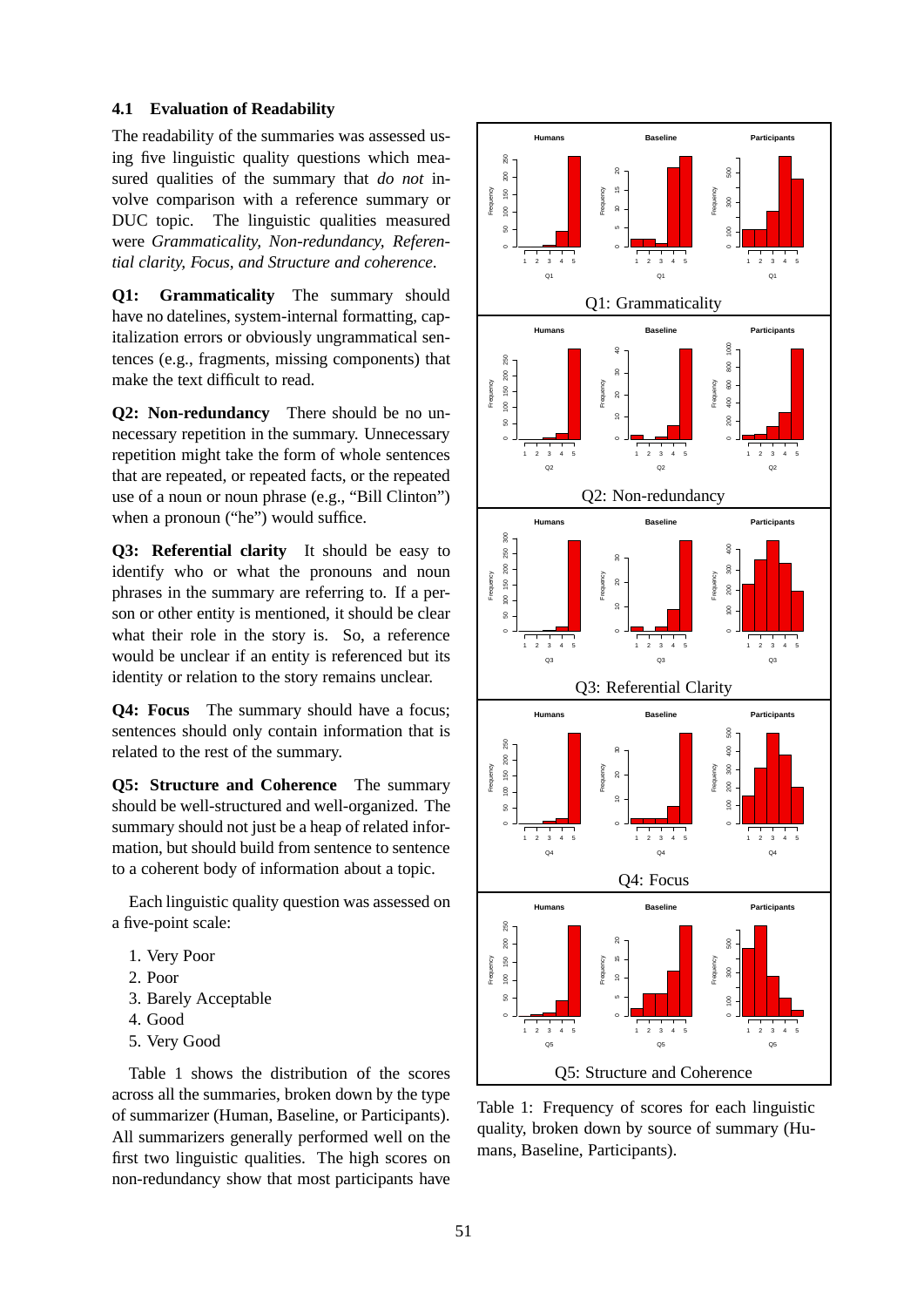### 4.1 Evaluation of Readability

The readability of the summaries was assessed using five linguistic quality questions which measured qualities of the summary that *do not* involve comparison with a reference summary or DUC topic. The linguistic qualities measured were *Grammaticality, Non-redundancy, Referential clarity, Focus, and Structure and coherence*.

**Q1: Grammaticality** The summary should have no datelines, system-internal formatting, capitalization errors or obviously ungrammatical sentences (e.g., fragments, missing components) that make the text difficult to read.

**Q2: Non-redundancy** There should be no unnecessary repetition in the summary. Unnecessary repetition might take the form of whole sentences that are repeated, or repeated facts, or the repeated use of a noun or noun phrase (e.g., "Bill Clinton") when a pronoun ("he") would suffice.

**Q3: Referential clarity** It should be easy to identify who or what the pronouns and noun phrases in the summary are referring to. If a person or other entity is mentioned, it should be clear what their role in the story is. So, a reference would be unclear if an entity is referenced but its identity or relation to the story remains unclear.

**Q4: Focus** The summary should have a focus; sentences should only contain information that is related to the rest of the summary.

**Q5: Structure and Coherence** The summary should be well-structured and well-organized. The summary should not just be a heap of related information, but should build from sentence to sentence to a coherent body of information about a topic.

Each linguistic quality question was assessed on a five-point scale:

1. Very Poor
2. Poor
3. Barely Acceptable
4. Good
5. Very Good

Table 1 shows the distribution of the scores across all the summaries, broken down by the type of summarizer (Human, Baseline, or Participants). All summarizers generally performed well on the first two linguistic qualities. The high scores on non-redundancy show that most participants have

Q1: Grammaticality

Q2: Non-redundancy

Q3: Referential Clarity

Q4: Focus

Q5: Structure and Coherence

Table 1: Frequency of scores for each linguistic quality, broken down by source of summary (Humans, Baseline, Participants).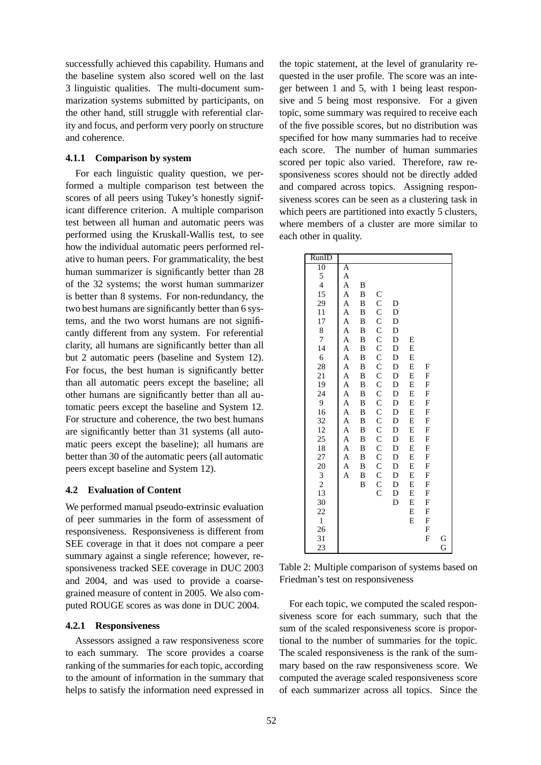successfully achieved this capability. Humans and the baseline system also scored well on the last 3 linguistic qualities. The multi-document summarization systems submitted by participants, on the other hand, still struggle with referential clarity and focus, and perform very poorly on structure and coherence.

#### 4.1.1 Comparison by system

For each linguistic quality question, we performed a multiple comparison test between the scores of all peers using Tukey's honestly significant difference criterion. A multiple comparison test between all human and automatic peers was performed using the Kruskall-Wallis test, to see how the individual automatic peers performed relative to human peers. For grammaticality, the best human summarizer is significantly better than 28 of the 32 systems; the worst human summarizer is better than 8 systems. For non-redundancy, the two best humans are significantly better than 6 systems, and the two worst humans are not significantly different from any system. For referential clarity, all humans are significantly better than all but 2 automatic peers (baseline and System 12). For focus, the best human is significantly better than all automatic peers except the baseline; all other humans are significantly better than all automatic peers except the baseline and System 12. For structure and coherence, the two best humans are significantly better than 31 systems (all automatic peers except the baseline); all humans are better than 30 of the automatic peers (all automatic peers except baseline and System 12).

### 4.2 Evaluation of Content

We performed manual pseudo-extrinsic evaluation of peer summaries in the form of assessment of responsiveness. Responsiveness is different from SEE coverage in that it does not compare a peer summary against a single reference; however, responsiveness tracked SEE coverage in DUC 2003 and 2004, and was used to provide a coarse-grained measure of content in 2005. We also computed ROUGE scores as was done in DUC 2004.

#### 4.2.1 Responsiveness

Assessors assigned a raw responsiveness score to each summary. The score provides a coarse ranking of the summaries for each topic, according to the amount of information in the summary that helps to satisfy the information need expressed in the topic statement, at the level of granularity requested in the user profile. The score was an integer between 1 and 5, with 1 being least responsive and 5 being most responsive. For a given topic, some summary was required to receive each of the five possible scores, but no distribution was specified for how many summaries had to receive each score. The number of human summaries scored per topic also varied. Therefore, raw responsiveness scores should not be directly added and compared across topics. Assigning responsiveness scores can be seen as a clustering task in which peers are partitioned into exactly 5 clusters, where members of a cluster are more similar to each other in quality.

| RunID | | | | | | | |
|---|---|---|---|---|---|---|---|
| 10 | A | | | | | | |
| 5 | A | | | | | | |
| 4 | A | B | | | | | |
| 15 | A | B | C | | | | |
| 29 | A | B | C | D | | | |
| 11 | A | B | C | D | | | |
| 17 | A | B | C | D | | | |
| 8 | A | B | C | D | | | |
| 7 | A | B | C | D | E | | |
| 14 | A | B | C | D | E | | |
| 6 | A | B | C | D | E | | |
| 28 | A | B | C | D | E | F | |
| 21 | A | B | C | D | E | F | |
| 19 | A | B | C | D | E | F | |
| 24 | A | B | C | D | E | F | |
| 9 | A | B | C | D | E | F | |
| 16 | A | B | C | D | E | F | |
| 32 | A | B | C | D | E | F | |
| 12 | A | B | C | D | E | F | |
| 25 | A | B | C | D | E | F | |
| 18 | A | B | C | D | E | F | |
| 27 | A | B | C | D | E | F | |
| 20 | A | B | C | D | E | F | |
| 3 | A | B | C | D | E | F | |
| 2 | | B | C | D | E | F | |
| 13 | | | C | D | E | F | |
| 30 | | | | D | E | F | |
| 22 | | | | | E | F | |
| 1 | | | | | E | F | |
| 26 | | | | | | F | |
| 31 | | | | | | F | G |
| 23 | | | | | | | G |

Table 2: Multiple comparison of systems based on Friedman's test on responsiveness

For each topic, we computed the scaled responsiveness score for each summary, such that the sum of the scaled responsiveness score is proportional to the number of summaries for the topic. The scaled responsiveness is the rank of the summary based on the raw responsiveness score. We computed the average scaled responsiveness score of each summarizer across all topics. Since the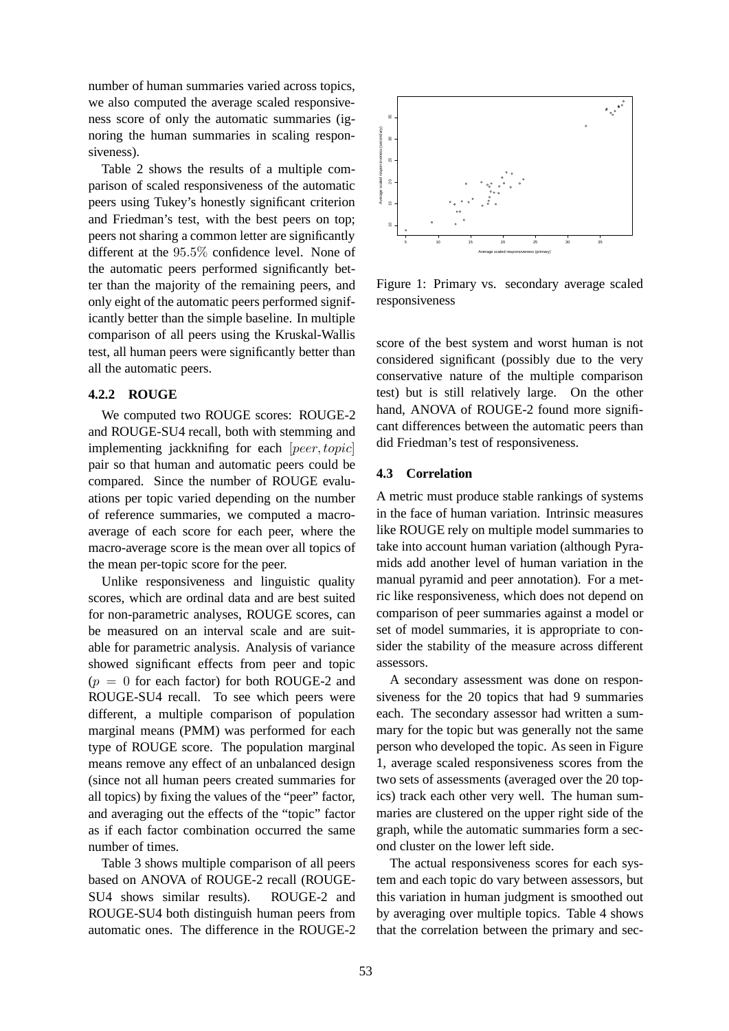number of human summaries varied across topics, we also computed the average scaled responsiveness score of only the automatic summaries (ignoring the human summaries in scaling responsiveness).

Table 2 shows the results of a multiple comparison of scaled responsiveness of the automatic peers using Tukey's honestly significant criterion and Friedman's test, with the best peers on top; peers not sharing a common letter are significantly different at the $95.5\%$ confidence level. None of the automatic peers performed significantly better than the majority of the remaining peers, and only eight of the automatic peers performed significantly better than the simple baseline. In multiple comparison of all peers using the Kruskal-Wallis test, all human peers were significantly better than all the automatic peers.

### 4.2.2 ROUGE

We computed two ROUGE scores: ROUGE-2 and ROUGE-SU4 recall, both with stemming and implementing jackknifing for each $[peer, topic]$ pair so that human and automatic peers could be compared. Since the number of ROUGE evaluations per topic varied depending on the number of reference summaries, we computed a macro-average of each score for each peer, where the macro-average score is the mean over all topics of the mean per-topic score for the peer.

Unlike responsiveness and linguistic quality scores, which are ordinal data and are best suited for non-parametric analyses, ROUGE scores, can be measured on an interval scale and are suitable for parametric analysis. Analysis of variance showed significant effects from peer and topic ($p = 0$ for each factor) for both ROUGE-2 and ROUGE-SU4 recall. To see which peers were different, a multiple comparison of population marginal means (PMM) was performed for each type of ROUGE score. The population marginal means remove any effect of an unbalanced design (since not all human peers created summaries for all topics) by fixing the values of the "peer" factor, and averaging out the effects of the "topic" factor as if each factor combination occurred the same number of times.

Table 3 shows multiple comparison of all peers based on ANOVA of ROUGE-2 recall (ROUGE-SU4 shows similar results). ROUGE-2 and ROUGE-SU4 both distinguish human peers from automatic ones. The difference in the ROUGE-2 score of the best system and worst human is not considered significant (possibly due to the very conservative nature of the multiple comparison test) but is still relatively large. On the other hand, ANOVA of ROUGE-2 found more significant differences between the automatic peers than did Friedman's test of responsiveness.

Figure 1: Primary vs. secondary average scaled responsiveness

## 4.3 Correlation

A metric must produce stable rankings of systems in the face of human variation. Intrinsic measures like ROUGE rely on multiple model summaries to take into account human variation (although Pyramids add another level of human variation in the manual pyramid and peer annotation). For a metric like responsiveness, which does not depend on comparison of peer summaries against a model or set of model summaries, it is appropriate to consider the stability of the measure across different assessors.

A secondary assessment was done on responsiveness for the 20 topics that had 9 summaries each. The secondary assessor had written a summary for the topic but was generally not the same person who developed the topic. As seen in Figure 1, average scaled responsiveness scores from the two sets of assessments (averaged over the 20 topics) track each other very well. The human summaries are clustered on the upper right side of the graph, while the automatic summaries form a second cluster on the lower left side.

The actual responsiveness scores for each system and each topic do vary between assessors, but this variation in human judgment is smoothed out by averaging over multiple topics. Table 4 shows that the correlation between the primary and sec-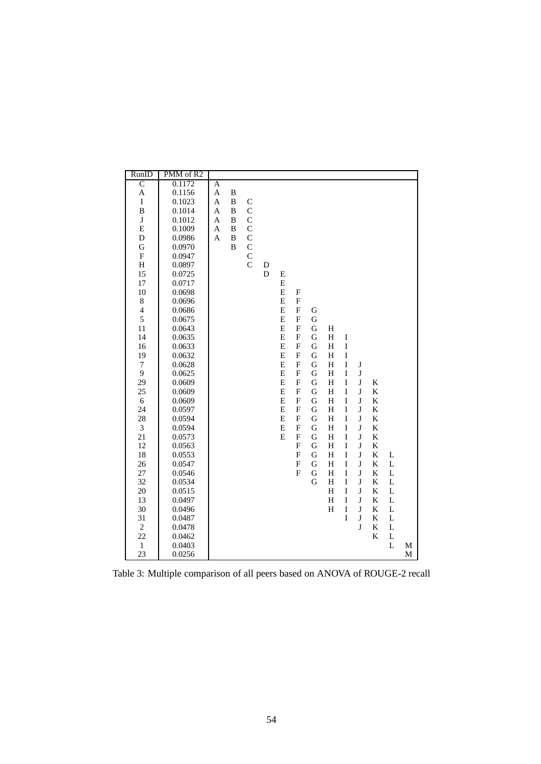| RunID | PMM of R2 | | | | | | | | | | | | | |
|---|---|---|---|---|---|---|---|---|---|---|---|---|---|---|
| C | 0.1172 | A | | | | | | | | | | | | |
| A | 0.1156 | A | B | | | | | | | | | | | |
| I | 0.1023 | A | B | C | | | | | | | | | | |
| B | 0.1014 | A | B | C | | | | | | | | | | |
| J | 0.1012 | A | B | C | | | | | | | | | | |
| E | 0.1009 | A | B | C | | | | | | | | | | |
| D | 0.0986 | A | B | C | | | | | | | | | | |
| G | 0.0970 | | B | C | | | | | | | | | | |
| F | 0.0947 | | | C | | | | | | | | | | |
| H | 0.0897 | | | C | D | | | | | | | | | |
| 15 | 0.0725 | | | | D | E | | | | | | | | |
| 17 | 0.0717 | | | | | E | | | | | | | | |
| 10 | 0.0698 | | | | | E | F | | | | | | | |
| 8 | 0.0696 | | | | | E | F | | | | | | | |
| 4 | 0.0686 | | | | | E | F | G | | | | | | |
| 5 | 0.0675 | | | | | E | F | G | | | | | | |
| 11 | 0.0643 | | | | | E | F | G | H | | | | | |
| 14 | 0.0635 | | | | | E | F | G | H | I | | | | |
| 16 | 0.0633 | | | | | E | F | G | H | I | | | | |
| 19 | 0.0632 | | | | | E | F | G | H | I | | | | |
| 7 | 0.0628 | | | | | E | F | G | H | I | J | | | |
| 9 | 0.0625 | | | | | E | F | G | H | I | J | | | |
| 29 | 0.0609 | | | | | E | F | G | H | I | J | K | | |
| 25 | 0.0609 | | | | | E | F | G | H | I | J | K | | |
| 6 | 0.0609 | | | | | E | F | G | H | I | J | K | | |
| 24 | 0.0597 | | | | | E | F | G | H | I | J | K | | |
| 28 | 0.0594 | | | | | E | F | G | H | I | J | K | | |
| 3 | 0.0594 | | | | | E | F | G | H | I | J | K | | |
| 21 | 0.0573 | | | | | E | F | G | H | I | J | K | | |
| 12 | 0.0563 | | | | | | F | G | H | I | J | K | | |
| 18 | 0.0553 | | | | | | F | G | H | I | J | K | L | |
| 26 | 0.0547 | | | | | | F | G | H | I | J | K | L | |
| 27 | 0.0546 | | | | | | F | G | H | I | J | K | L | |
| 32 | 0.0534 | | | | | | | G | H | I | J | K | L | |
| 20 | 0.0515 | | | | | | | | H | I | J | K | L | |
| 13 | 0.0497 | | | | | | | | H | I | J | K | L | |
| 30 | 0.0496 | | | | | | | | H | I | J | K | L | |
| 31 | 0.0487 | | | | | | | | | I | J | K | L | |
| 2 | 0.0478 | | | | | | | | | | J | K | L | |
| 22 | 0.0462 | | | | | | | | | | | K | L | |
| 1 | 0.0403 | | | | | | | | | | | | L | M |
| 23 | 0.0256 | | | | | | | | | | | | | M |

Table 3: Multiple comparison of all peers based on ANOVA of ROUGE-2 recall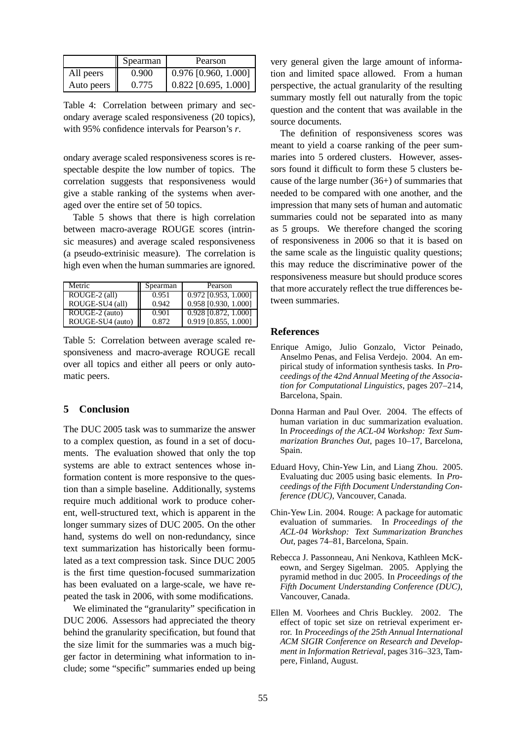| | Spearman | Pearson |
|---|---|---|
| All peers | 0.900 | 0.976 [0.960, 1.000] |
| Auto peers | 0.775 | 0.822 [0.695, 1.000] |

Table 4: Correlation between primary and secondary average scaled responsiveness (20 topics), with 95% confidence intervals for Pearson's $r$.

ondary average scaled responsiveness scores is respectable despite the low number of topics. The correlation suggests that responsiveness would give a stable ranking of the systems when averaged over the entire set of 50 topics.

Table 5 shows that there is high correlation between macro-average ROUGE scores (intrinsic measures) and average scaled responsiveness (a pseudo-extrinisic measure). The correlation is high even when the human summaries are ignored.

| Metric | Spearman | Pearson |
|---|---|---|
| ROUGE-2 (all) | 0.951 | 0.972 [0.953, 1.000] |
| ROUGE-SU4 (all) | 0.942 | 0.958 [0.930, 1.000] |
| ROUGE-2 (auto) | 0.901 | 0.928 [0.872, 1.000] |
| ROUGE-SU4 (auto) | 0.872 | 0.919 [0.855, 1.000] |

Table 5: Correlation between average scaled responsiveness and macro-average ROUGE recall over all topics and either all peers or only automatic peers.

## 5 Conclusion

The DUC 2005 task was to summarize the answer to a complex question, as found in a set of documents. The evaluation showed that only the top systems are able to extract sentences whose information content is more responsive to the question than a simple baseline. Additionally, systems require much additional work to produce coherent, well-structured text, which is apparent in the longer summary sizes of DUC 2005. On the other hand, systems do well on non-redundancy, since text summarization has historically been formulated as a text compression task. Since DUC 2005 is the first time question-focused summarization has been evaluated on a large-scale, we have repeated the task in 2006, with some modifications.

We eliminated the "granularity" specification in DUC 2006. Assessors had appreciated the theory behind the granularity specification, but found that the size limit for the summaries was a much bigger factor in determining what information to include; some "specific" summaries ended up being very general given the large amount of information and limited space allowed. From a human perspective, the actual granularity of the resulting summary mostly fell out naturally from the topic question and the content that was available in the source documents.

The definition of responsiveness scores was meant to yield a coarse ranking of the peer summaries into 5 ordered clusters. However, assessors found it difficult to form these 5 clusters because of the large number (36+) of summaries that needed to be compared with one another, and the impression that many sets of human and automatic summaries could not be separated into as many as 5 groups. We therefore changed the scoring of responsiveness in 2006 so that it is based on the same scale as the linguistic quality questions; this may reduce the discriminative power of the responsiveness measure but should produce scores that more accurately reflect the true differences between summaries.

## References

Enrique Amigo, Julio Gonzalo, Victor Peinado, Anselmo Penas, and Felisa Verdejo. 2004. An empirical study of information synthesis tasks. In *Proceedings of the 42nd Annual Meeting of the Association for Computational Linguistics*, pages 207–214, Barcelona, Spain.

Donna Harman and Paul Over. 2004. The effects of human variation in duc summarization evaluation. In *Proceedings of the ACL-04 Workshop: Text Summarization Branches Out*, pages 10–17, Barcelona, Spain.

Eduard Hovy, Chin-Yew Lin, and Liang Zhou. 2005. Evaluating duc 2005 using basic elements. In *Proceedings of the Fifth Document Understanding Conference (DUC)*, Vancouver, Canada.

Chin-Yew Lin. 2004. Rouge: A package for automatic evaluation of summaries. In *Proceedings of the ACL-04 Workshop: Text Summarization Branches Out*, pages 74–81, Barcelona, Spain.

Rebecca J. Passonneau, Ani Nenkova, Kathleen McKeown, and Sergey Sigelman. 2005. Applying the pyramid method in duc 2005. In *Proceedings of the Fifth Document Understanding Conference (DUC)*, Vancouver, Canada.

Ellen M. Voorhees and Chris Buckley. 2002. The effect of topic set size on retrieval experiment error. In *Proceedings of the 25th Annual International ACM SIGIR Conference on Research and Development in Information Retrieval*, pages 316–323, Tampere, Finland, August.